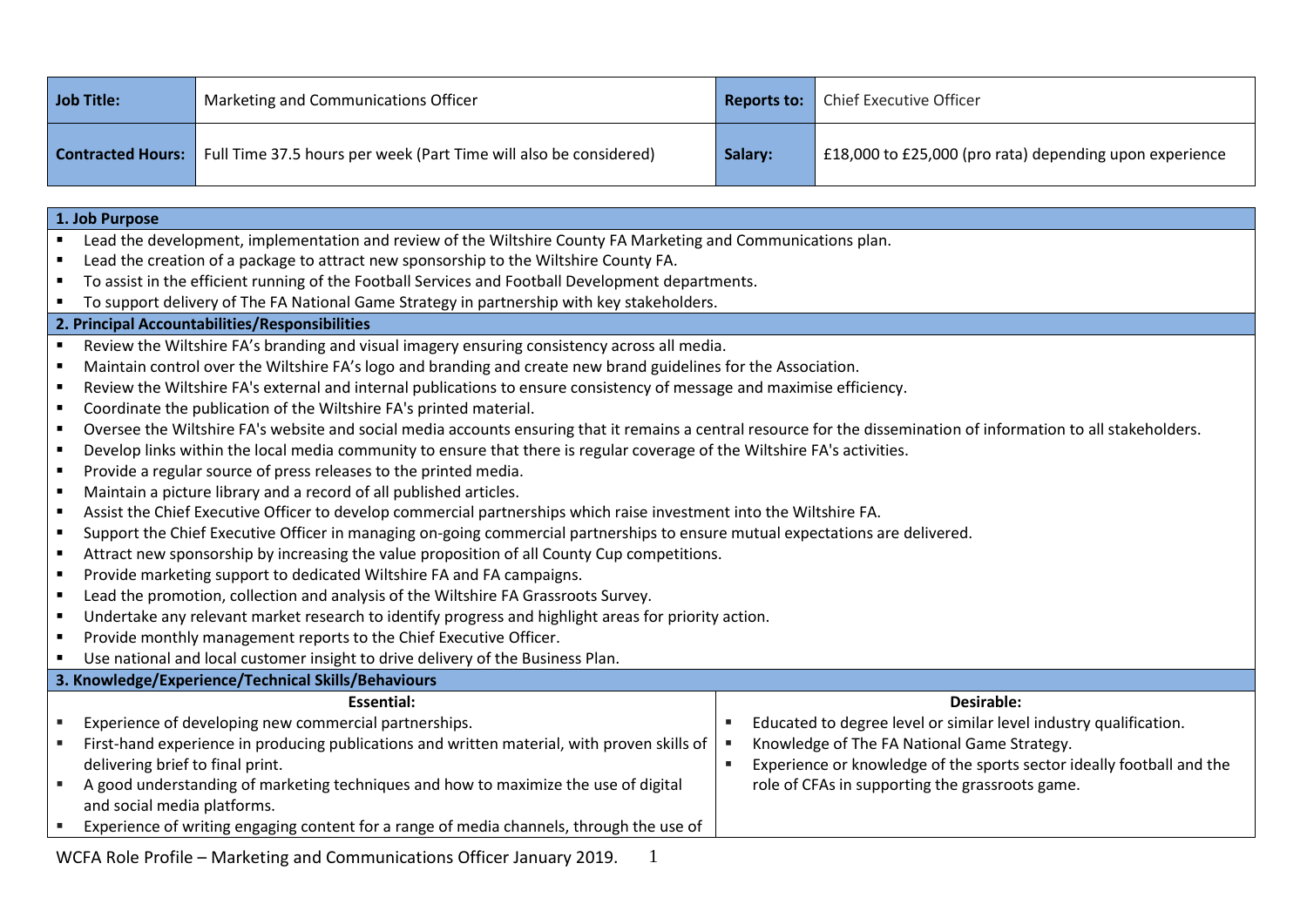| Job Title: | Marketing and Communications Officer | Reports to: | Chief Executive Officer |
|---|---|---|---|
| Contracted Hours: | Full Time 37.5 hours per week (Part Time will also be considered) | Salary: | £18,000 to £25,000 (pro rata) depending upon experience |

## 1. Job Purpose

- Lead the development, implementation and review of the Wiltshire County FA Marketing and Communications plan.
- Lead the creation of a package to attract new sponsorship to the Wiltshire County FA.
- To assist in the efficient running of the Football Services and Football Development departments.
- To support delivery of The FA National Game Strategy in partnership with key stakeholders.

## 2. Principal Accountabilities/Responsibilities

- Review the Wiltshire FA's branding and visual imagery ensuring consistency across all media.
- Maintain control over the Wiltshire FA's logo and branding and create new brand guidelines for the Association.
- Review the Wiltshire FA's external and internal publications to ensure consistency of message and maximise efficiency.
- Coordinate the publication of the Wiltshire FA's printed material.
- Oversee the Wiltshire FA's website and social media accounts ensuring that it remains a central resource for the dissemination of information to all stakeholders.
- Develop links within the local media community to ensure that there is regular coverage of the Wiltshire FA's activities.
- Provide a regular source of press releases to the printed media.
- Maintain a picture library and a record of all published articles.
- Assist the Chief Executive Officer to develop commercial partnerships which raise investment into the Wiltshire FA.
- Support the Chief Executive Officer in managing on-going commercial partnerships to ensure mutual expectations are delivered.
- Attract new sponsorship by increasing the value proposition of all County Cup competitions.
- Provide marketing support to dedicated Wiltshire FA and FA campaigns.
- Lead the promotion, collection and analysis of the Wiltshire FA Grassroots Survey.
- Undertake any relevant market research to identify progress and highlight areas for priority action.
- Provide monthly management reports to the Chief Executive Officer.
- Use national and local customer insight to drive delivery of the Business Plan.

## 3. Knowledge/Experience/Technical Skills/Behaviours

| Essential: | Desirable: |
|---|---|
| ▪ Experience of developing new commercial partnerships.<br>▪ First-hand experience in producing publications and written material, with proven skills of delivering brief to final print.<br>▪ A good understanding of marketing techniques and how to maximize the use of digital and social media platforms.<br>▪ Experience of writing engaging content for a range of media channels, through the use of | ▪ Educated to degree level or similar level industry qualification.<br>▪ Knowledge of The FA National Game Strategy.<br>▪ Experience or knowledge of the sports sector ideally football and the role of CFAs in supporting the grassroots game. |

WCFA Role Profile – Marketing and Communications Officer January 2019.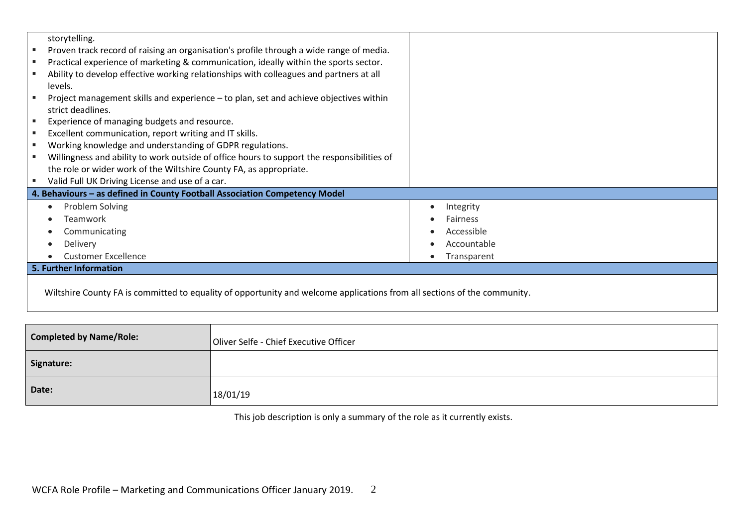storytelling.

- Proven track record of raising an organisation's profile through a wide range of media.
- Practical experience of marketing & communication, ideally within the sports sector.
- Ability to develop effective working relationships with colleagues and partners at all levels.
- Project management skills and experience – to plan, set and achieve objectives within strict deadlines.
- Experience of managing budgets and resource.
- Excellent communication, report writing and IT skills.
- Working knowledge and understanding of GDPR regulations.
- Willingness and ability to work outside of office hours to support the responsibilities of the role or wider work of the Wiltshire County FA, as appropriate.
- Valid Full UK Driving License and use of a car.

**4. Behaviours – as defined in County Football Association Competency Model**

| | |
|---|---|
| • Problem Solving | • Integrity |
| • Teamwork | • Fairness |
| • Communicating | • Accessible |
| • Delivery | • Accountable |
| • Customer Excellence | • Transparent |

**5. Further Information**

Wiltshire County FA is committed to equality of opportunity and welcome applications from all sections of the community.

| | |
|---|---|
| **Completed by Name/Role:** | Oliver Selfe - Chief Executive Officer |
| **Signature:** | |
| **Date:** | 18/01/19 |

This job description is only a summary of the role as it currently exists.